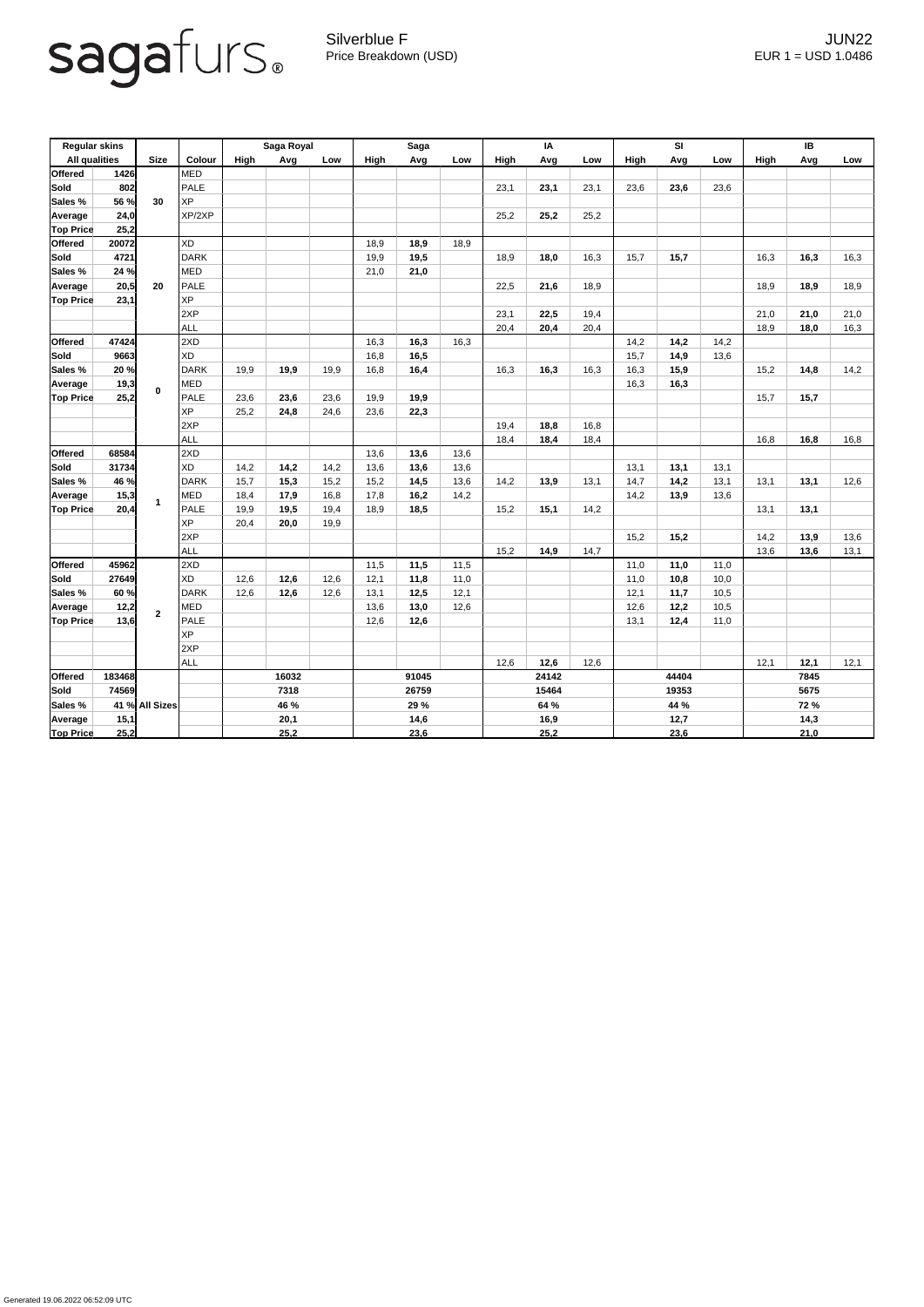# sagafurs

Silverblue F
Price Breakdown (USD)

JUN22
EUR 1 = USD 1.0486

| Regular skins | | Size | Colour | Saga Royal | | | Saga | | | IA | | | SI | | | IB | | |
|---|---|---|---|---|---|---|---|---|---|---|---|---|---|---|---|---|---|---|
| All qualities | | | | High | Avg | Low | High | Avg | Low | High | Avg | Low | High | Avg | Low | High | Avg | Low |
| Offered | 1426 | 30 | MED | | | | | | | | | | | | | | | |
| Sold | 802 | | PALE | | | | | | | 23,1 | **23,1** | 23,1 | 23,6 | **23,6** | 23,6 | | | |
| Sales % | 56 % | | XP | | | | | | | | | | | | | | | |
| Average | 24,0 | | XP/2XP | | | | | | | 25,2 | **25,2** | 25,2 | | | | | | |
| Top Price | 25,2 | | | | | | | | | | | | | | | | | |
| Offered | 20072 | 20 | XD | | | | 18,9 | **18,9** | 18,9 | | | | | | | | | |
| Sold | 4721 | | DARK | | | | 19,9 | **19,5** | | 18,9 | **18,0** | 16,3 | 15,7 | **15,7** | | 16,3 | **16,3** | 16,3 |
| Sales % | 24 % | | MED | | | | 21,0 | **21,0** | | | | | | | | | | |
| Average | 20,5 | | PALE | | | | | | | 22,5 | **21,6** | 18,9 | | | | 18,9 | **18,9** | 18,9 |
| Top Price | 23,1 | | XP | | | | | | | | | | | | | | | |
| | | | 2XP | | | | | | | 23,1 | **22,5** | 19,4 | | | | 21,0 | **21,0** | 21,0 |
| | | | ALL | | | | | | | 20,4 | **20,4** | 20,4 | | | | 18,9 | **18,0** | 16,3 |
| Offered | 47424 | 0 | 2XD | | | | 16,3 | **16,3** | 16,3 | | | | 14,2 | **14,2** | 14,2 | | | |
| Sold | 9663 | | XD | | | | 16,8 | **16,5** | | | | | 15,7 | **14,9** | 13,6 | | | |
| Sales % | 20 % | | DARK | 19,9 | **19,9** | 19,9 | 16,8 | **16,4** | | 16,3 | **16,3** | 16,3 | 16,3 | **15,9** | | 15,2 | **14,8** | 14,2 |
| Average | 19,3 | | MED | | | | | | | | | | 16,3 | **16,3** | | | | |
| Top Price | 25,2 | | PALE | 23,6 | **23,6** | 23,6 | 19,9 | **19,9** | | | | | | | | 15,7 | **15,7** | |
| | | | XP | 25,2 | **24,8** | 24,6 | 23,6 | **22,3** | | | | | | | | | | |
| | | | 2XP | | | | | | | 19,4 | **18,8** | 16,8 | | | | | | |
| | | | ALL | | | | | | | 18,4 | **18,4** | 18,4 | | | | 16,8 | **16,8** | 16,8 |
| Offered | 68584 | 1 | 2XD | | | | 13,6 | **13,6** | 13,6 | | | | | | | | | |
| Sold | 31734 | | XD | 14,2 | **14,2** | 14,2 | 13,6 | **13,6** | 13,6 | | | | 13,1 | **13,1** | 13,1 | | | |
| Sales % | 46 % | | DARK | 15,7 | **15,3** | 15,2 | 15,2 | **14,5** | 13,6 | 14,2 | **13,9** | 13,1 | 14,7 | **14,2** | 13,1 | 13,1 | **13,1** | 12,6 |
| Average | 15,3 | | MED | 18,4 | **17,9** | 16,8 | 17,8 | **16,2** | 14,2 | | | | 14,2 | **13,9** | 13,6 | | | |
| Top Price | 20,4 | | PALE | 19,9 | **19,5** | 19,4 | 18,9 | **18,5** | | 15,2 | **15,1** | 14,2 | | | | 13,1 | **13,1** | |
| | | | XP | 20,4 | **20,0** | 19,9 | | | | | | | | | | | | |
| | | | 2XP | | | | | | | | | | 15,2 | **15,2** | | 14,2 | **13,9** | 13,6 |
| | | | ALL | | | | | | | 15,2 | **14,9** | 14,7 | | | | 13,6 | **13,6** | 13,1 |
| Offered | 45962 | 2 | 2XD | | | | 11,5 | **11,5** | 11,5 | | | | 11,0 | **11,0** | 11,0 | | | |
| Sold | 27649 | | XD | 12,6 | **12,6** | 12,6 | 12,1 | **11,8** | 11,0 | | | | 11,0 | **10,8** | 10,0 | | | |
| Sales % | 60 % | | DARK | 12,6 | **12,6** | 12,6 | 13,1 | **12,5** | 12,1 | | | | 12,1 | **11,7** | 10,5 | | | |
| Average | 12,2 | | MED | | | | 13,6 | **13,0** | 12,6 | | | | 12,6 | **12,2** | 10,5 | | | |
| Top Price | 13,6 | | PALE | | | | 12,6 | **12,6** | | | | | 13,1 | **12,4** | 11,0 | | | |
| | | | XP | | | | | | | | | | | | | | | |
| | | | 2XP | | | | | | | | | | | | | | | |
| | | | ALL | | | | | | | 12,6 | **12,6** | 12,6 | | | | 12,1 | **12,1** | 12,1 |
| Offered | 183468 | All Sizes | | | **16032** | | | **91045** | | | **24142** | | | **44404** | | | **7845** | |
| Sold | 74569 | | | | **7318** | | | **26759** | | | **15464** | | | **19353** | | | **5675** | |
| Sales % | 41 % | | | | **46 %** | | | **29 %** | | | **64 %** | | | **44 %** | | | **72 %** | |
| Average | 15,1 | | | | **20,1** | | | **14,6** | | | **16,9** | | | **12,7** | | | **14,3** | |
| Top Price | 25,2 | | | | **25,2** | | | **23,6** | | | **25,2** | | | **23,6** | | | **21,0** | |

Generated 19.06.2022 06:52:09 UTC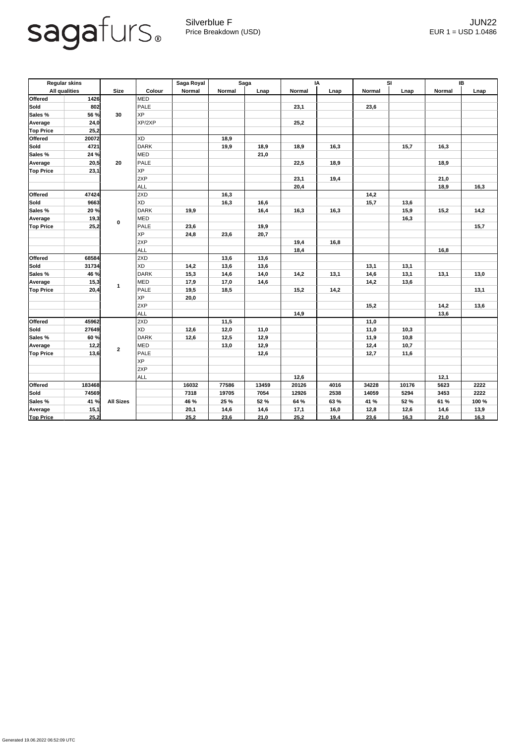sagafurs®

Silverblue F
Price Breakdown (USD)

JUN22
EUR 1 = USD 1.0486

| Regular skins | | | | Saga Royal | Saga | | IA | | SI | | IB | |
|---|---|---|---|---|---|---|---|---|---|---|---|---|
| All qualities | | Size | Colour | Normal | Normal | Lnap | Normal | Lnap | Normal | Lnap | Normal | Lnap |
| Offered | 1426 | 30 | MED | | | | | | | | | |
| Sold | 802 | | PALE | | | | 23,1 | | 23,6 | | | |
| Sales % | 56 % | | XP | | | | | | | | | |
| Average | 24,0 | | XP/2XP | | | | 25,2 | | | | | |
| Top Price | 25,2 | | | | | | | | | | | |
| Offered | 20072 | 20 | XD | | 18,9 | | | | | | | |
| Sold | 4721 | | DARK | | 19,9 | 18,9 | 18,9 | 16,3 | | 15,7 | 16,3 | |
| Sales % | 24 % | | MED | | | 21,0 | | | | | | |
| Average | 20,5 | | PALE | | | | 22,5 | 18,9 | | | 18,9 | |
| Top Price | 23,1 | | XP | | | | | | | | | |
| | | | 2XP | | | | 23,1 | 19,4 | | | 21,0 | |
| | | | ALL | | | | 20,4 | | | | 18,9 | 16,3 |
| Offered | 47424 | 0 | 2XD | | 16,3 | | | | 14,2 | | | |
| Sold | 9663 | | XD | | 16,3 | 16,6 | | | 15,7 | 13,6 | | |
| Sales % | 20 % | | DARK | 19,9 | | 16,4 | 16,3 | 16,3 | | 15,9 | 15,2 | 14,2 |
| Average | 19,3 | | MED | | | | | | | 16,3 | | |
| Top Price | 25,2 | | PALE | 23,6 | | 19,9 | | | | | | 15,7 |
| | | | XP | 24,8 | 23,6 | 20,7 | | | | | | |
| | | | 2XP | | | | 19,4 | 16,8 | | | | |
| | | | ALL | | | | 18,4 | | | | 16,8 | |
| Offered | 68584 | 1 | 2XD | | 13,6 | 13,6 | | | | | | |
| Sold | 31734 | | XD | 14,2 | 13,6 | 13,6 | | | 13,1 | 13,1 | | |
| Sales % | 46 % | | DARK | 15,3 | 14,6 | 14,0 | 14,2 | 13,1 | 14,6 | 13,1 | 13,1 | 13,0 |
| Average | 15,3 | | MED | 17,9 | 17,0 | 14,6 | | | 14,2 | 13,6 | | |
| Top Price | 20,4 | | PALE | 19,5 | 18,5 | | 15,2 | 14,2 | | | | 13,1 |
| | | | XP | 20,0 | | | | | | | | |
| | | | 2XP | | | | | | 15,2 | | 14,2 | 13,6 |
| | | | ALL | | | | 14,9 | | | | 13,6 | |
| Offered | 45962 | 2 | 2XD | | 11,5 | | | | 11,0 | | | |
| Sold | 27649 | | XD | 12,6 | 12,0 | 11,0 | | | 11,0 | 10,3 | | |
| Sales % | 60 % | | DARK | 12,6 | 12,5 | 12,9 | | | 11,9 | 10,8 | | |
| Average | 12,2 | | MED | | 13,0 | 12,9 | | | 12,4 | 10,7 | | |
| Top Price | 13,6 | | PALE | | | 12,6 | | | 12,7 | 11,6 | | |
| | | | XP | | | | | | | | | |
| | | | 2XP | | | | | | | | | |
| | | | ALL | | | | 12,6 | | | | 12,1 | |
| Offered | 183468 | All Sizes | | 16032 | 77586 | 13459 | 20126 | 4016 | 34228 | 10176 | 5623 | 2222 |
| Sold | 74569 | | | 7318 | 19705 | 7054 | 12926 | 2538 | 14059 | 5294 | 3453 | 2222 |
| Sales % | 41 % | | | 46 % | 25 % | 52 % | 64 % | 63 % | 41 % | 52 % | 61 % | 100 % |
| Average | 15,1 | | | 20,1 | 14,6 | 14,6 | 17,1 | 16,0 | 12,8 | 12,6 | 14,6 | 13,9 |
| Top Price | 25,2 | | | 25,2 | 23,6 | 21,0 | 25,2 | 19,4 | 23,6 | 16,3 | 21,0 | 16,3 |

Generated 19.06.2022 06:52:09 UTC